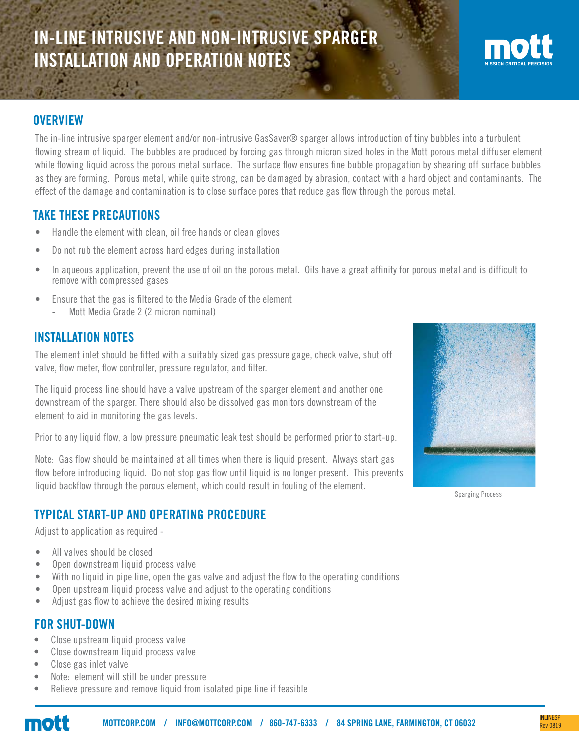// IN-LINE INTRUSIVE AND NON-INTRUSIVE SPARGER INSTALLATION AND OPERATION NOTES

## OVERVIEW

The in-line intrusive sparger element and/or non-intrusive GasSaver® sparger allows introduction of tiny bubbles into a turbulent flowing stream of liquid. The bubbles are produced by forcing gas through micron sized holes in the Mott porous metal diffuser element while flowing liquid across the porous metal surface. The surface flow ensures fine bubble propagation by shearing off surface bubbles as they are forming. Porous metal, while quite strong, can be damaged by abrasion, contact with a hard object and contaminants. The effect of the damage and contamination is to close surface pores that reduce gas flow through the porous metal.

## TAKE THESE PRECAUTIONS

- Handle the element with clean, oil free hands or clean gloves
- Do not rub the element across hard edges during installation
- In aqueous application, prevent the use of oil on the porous metal. Oils have a great affinity for porous metal and is difficult to remove with compressed gases
- Ensure that the gas is filtered to the Media Grade of the element
  - Mott Media Grade 2 (2 micron nominal)

## INSTALLATION NOTES

The element inlet should be fitted with a suitably sized gas pressure gage, check valve, shut off valve, flow meter, flow controller, pressure regulator, and filter.

The liquid process line should have a valve upstream of the sparger element and another one downstream of the sparger. There should also be dissolved gas monitors downstream of the element to aid in monitoring the gas levels.

Prior to any liquid flow, a low pressure pneumatic leak test should be performed prior to start-up.

Note: Gas flow should be maintained <u>at all times</u> when there is liquid present. Always start gas flow before introducing liquid. Do not stop gas flow until liquid is no longer present. This prevents liquid backflow through the porous element, which could result in fouling of the element.

Sparging Process

## TYPICAL START-UP AND OPERATING PROCEDURE

Adjust to application as required -

- All valves should be closed
- Open downstream liquid process valve
- With no liquid in pipe line, open the gas valve and adjust the flow to the operating conditions
- Open upstream liquid process valve and adjust to the operating conditions
- Adjust gas flow to achieve the desired mixing results

## FOR SHUT-DOWN

- Close upstream liquid process valve
- Close downstream liquid process valve
- Close gas inlet valve
- Note: element will still be under pressure
- Relieve pressure and remove liquid from isolated pipe line if feasible

MOTTCORP.COM / INFO@MOTTCORP.COM / 860-747-6333 / 84 SPRING LANE, FARMINGTON, CT 06032

INLINESP Rev 0819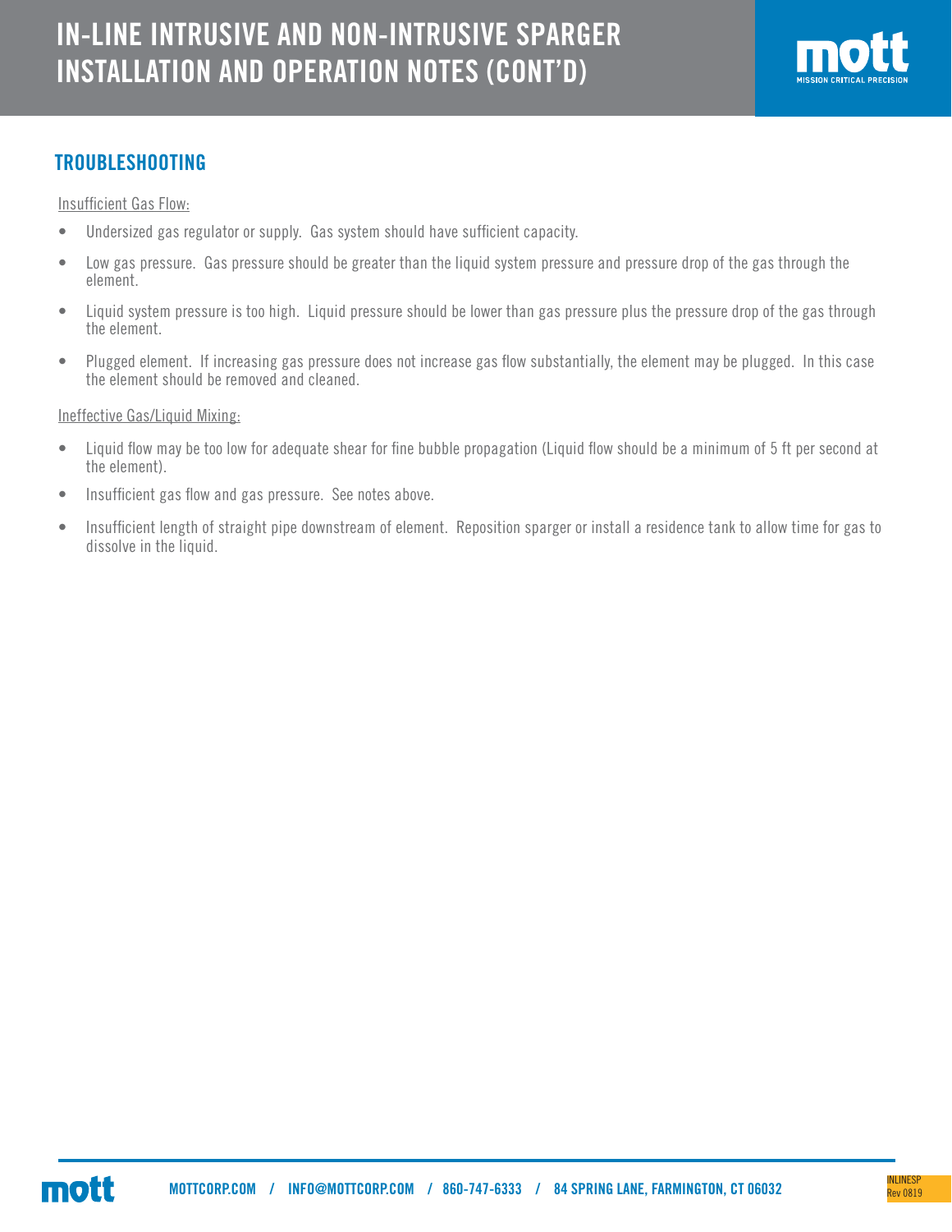## TROUBLESHOOTING

Insufficient Gas Flow:

- Undersized gas regulator or supply. Gas system should have sufficient capacity.
- Low gas pressure. Gas pressure should be greater than the liquid system pressure and pressure drop of the gas through the element.
- Liquid system pressure is too high. Liquid pressure should be lower than gas pressure plus the pressure drop of the gas through the element.
- Plugged element. If increasing gas pressure does not increase gas flow substantially, the element may be plugged. In this case the element should be removed and cleaned.

Ineffective Gas/Liquid Mixing:

- Liquid flow may be too low for adequate shear for fine bubble propagation (Liquid flow should be a minimum of 5 ft per second at the element).
- Insufficient gas flow and gas pressure. See notes above.
- Insufficient length of straight pipe downstream of element. Reposition sparger or install a residence tank to allow time for gas to dissolve in the liquid.